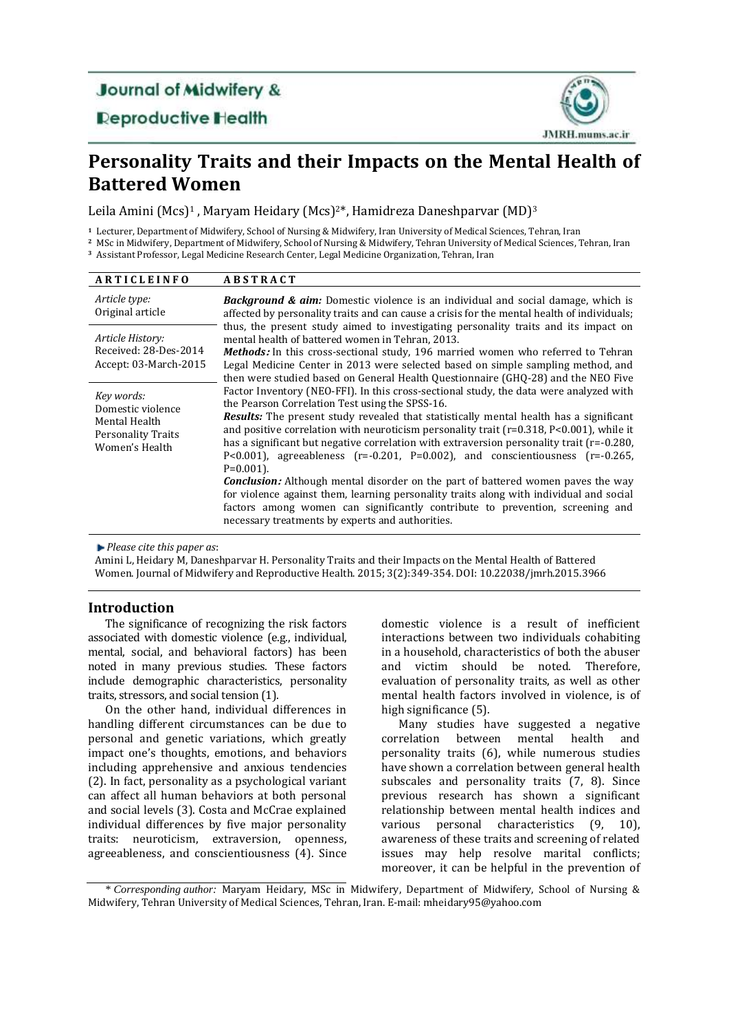Journal of Midwifery & Reproductive Health

JMRH.mums.ac.ir

# Personality Traits and their Impacts on the Mental Health of Battered Women

Leila Amini (Mcs)[1] , Maryam Heidary (Mcs)[2*], Hamidreza Daneshparvar (MD)[3]

[1] Lecturer, Department of Midwifery, School of Nursing & Midwifery, Iran University of Medical Sciences, Tehran, Iran
[2] MSc in Midwifery, Department of Midwifery, School of Nursing & Midwifery, Tehran University of Medical Sciences, Tehran, Iran
[3] Assistant Professor, Legal Medicine Research Center, Legal Medicine Organization, Tehran, Iran

| ARTICLEINFO | ABSTRACT |
|---|---|
| *Article type:* Original article<br>*Article History:* Received: 28-Des-2014 Accept: 03-March-2015<br>*Key words:* Domestic violence, Mental Health, Personality Traits, Women's Health | ***Background & aim:*** Domestic violence is an individual and social damage, which is affected by personality traits and can cause a crisis for the mental health of individuals; thus, the present study aimed to investigating personality traits and its impact on mental health of battered women in Tehran, 2013.<br>***Methods:*** In this cross-sectional study, 196 married women who referred to Tehran Legal Medicine Center in 2013 were selected based on simple sampling method, and then were studied based on General Health Questionnaire (GHQ-28) and the NEO Five Factor Inventory (NEO-FFI). In this cross-sectional study, the data were analyzed with the Pearson Correlation Test using the SPSS-16.<br>***Results:*** The present study revealed that statistically mental health has a significant and positive correlation with neuroticism personality trait (r=0.318, P<0.001), while it has a significant but negative correlation with extraversion personality trait (r=-0.280, P<0.001), agreeableness (r=-0.201, P=0.002), and conscientiousness (r=-0.265, P=0.001).<br>***Conclusion:*** Although mental disorder on the part of battered women paves the way for violence against them, learning personality traits along with individual and social factors among women can significantly contribute to prevention, screening and necessary treatments by experts and authorities. |

*Please cite this paper as*:
Amini L, Heidary M, Daneshparvar H. Personality Traits and their Impacts on the Mental Health of Battered Women. Journal of Midwifery and Reproductive Health. 2015; 3(2):349-354. DOI: 10.22038/jmrh.2015.3966

## Introduction

The significance of recognizing the risk factors associated with domestic violence (e.g., individual, mental, social, and behavioral factors) has been noted in many previous studies. These factors include demographic characteristics, personality traits, stressors, and social tension (1).

On the other hand, individual differences in handling different circumstances can be due to personal and genetic variations, which greatly impact one's thoughts, emotions, and behaviors including apprehensive and anxious tendencies (2). In fact, personality as a psychological variant can affect all human behaviors at both personal and social levels (3). Costa and McCrae explained individual differences by five major personality traits: neuroticism, extraversion, openness, agreeableness, and conscientiousness (4). Since domestic violence is a result of inefficient interactions between two individuals cohabiting in a household, characteristics of both the abuser and victim should be noted. Therefore, evaluation of personality traits, as well as other mental health factors involved in violence, is of high significance (5).

Many studies have suggested a negative correlation between mental health and personality traits (6), while numerous studies have shown a correlation between general health subscales and personality traits (7, 8). Since previous research has shown a significant relationship between mental health indices and various personal characteristics (9, 10), awareness of these traits and screening of related issues may help resolve marital conflicts; moreover, it can be helpful in the prevention of

\* *Corresponding author:* Maryam Heidary, MSc in Midwifery, Department of Midwifery, School of Nursing & Midwifery, Tehran University of Medical Sciences, Tehran, Iran. E-mail: mheidary95@yahoo.com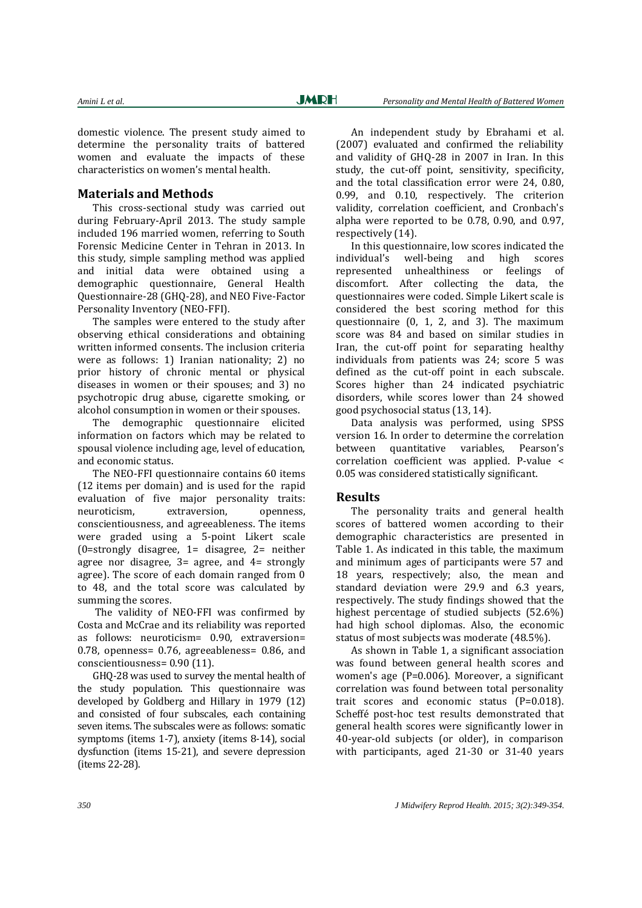domestic violence. The present study aimed to determine the personality traits of battered women and evaluate the impacts of these characteristics on women's mental health.

## Materials and Methods

This cross-sectional study was carried out during February-April 2013. The study sample included 196 married women, referring to South Forensic Medicine Center in Tehran in 2013. In this study, simple sampling method was applied and initial data were obtained using a demographic questionnaire, General Health Questionnaire-28 (GHQ-28), and NEO Five-Factor Personality Inventory (NEO-FFI).

The samples were entered to the study after observing ethical considerations and obtaining written informed consents. The inclusion criteria were as follows: 1) Iranian nationality; 2) no prior history of chronic mental or physical diseases in women or their spouses; and 3) no psychotropic drug abuse, cigarette smoking, or alcohol consumption in women or their spouses.

The demographic questionnaire elicited information on factors which may be related to spousal violence including age, level of education, and economic status.

The NEO-FFI questionnaire contains 60 items (12 items per domain) and is used for the rapid evaluation of five major personality traits: neuroticism, extraversion, openness, conscientiousness, and agreeableness. The items were graded using a 5-point Likert scale (0=strongly disagree, 1= disagree, 2= neither agree nor disagree, 3= agree, and 4= strongly agree). The score of each domain ranged from 0 to 48, and the total score was calculated by summing the scores.

The validity of NEO-FFI was confirmed by Costa and McCrae and its reliability was reported as follows: neuroticism= 0.90, extraversion= 0.78, openness= 0.76, agreeableness= 0.86, and conscientiousness= 0.90 (11).

GHQ-28 was used to survey the mental health of the study population. This questionnaire was developed by Goldberg and Hillary in 1979 (12) and consisted of four subscales, each containing seven items. The subscales were as follows: somatic symptoms (items 1-7), anxiety (items 8-14), social dysfunction (items 15-21), and severe depression (items 22-28).

An independent study by Ebrahami et al. (2007) evaluated and confirmed the reliability and validity of GHQ-28 in 2007 in Iran. In this study, the cut-off point, sensitivity, specificity, and the total classification error were 24, 0.80, 0.99, and 0.10, respectively. The criterion validity, correlation coefficient, and Cronbach's alpha were reported to be 0.78, 0.90, and 0.97, respectively (14).

In this questionnaire, low scores indicated the individual's well-being and high scores represented unhealthiness or feelings of discomfort. After collecting the data, the questionnaires were coded. Simple Likert scale is considered the best scoring method for this questionnaire (0, 1, 2, and 3). The maximum score was 84 and based on similar studies in Iran, the cut-off point for separating healthy individuals from patients was 24; score 5 was defined as the cut-off point in each subscale. Scores higher than 24 indicated psychiatric disorders, while scores lower than 24 showed good psychosocial status (13, 14).

Data analysis was performed, using SPSS version 16. In order to determine the correlation between quantitative variables, Pearson's correlation coefficient was applied. P-value < 0.05 was considered statistically significant.

## Results

The personality traits and general health scores of battered women according to their demographic characteristics are presented in Table 1. As indicated in this table, the maximum and minimum ages of participants were 57 and 18 years, respectively; also, the mean and standard deviation were 29.9 and 6.3 years, respectively. The study findings showed that the highest percentage of studied subjects (52.6%) had high school diplomas. Also, the economic status of most subjects was moderate (48.5%).

As shown in Table 1, a significant association was found between general health scores and women's age (P=0.006). Moreover, a significant correlation was found between total personality trait scores and economic status (P=0.018). Scheffé post-hoc test results demonstrated that general health scores were significantly lower in 40-year-old subjects (or older), in comparison with participants, aged 21-30 or 31-40 years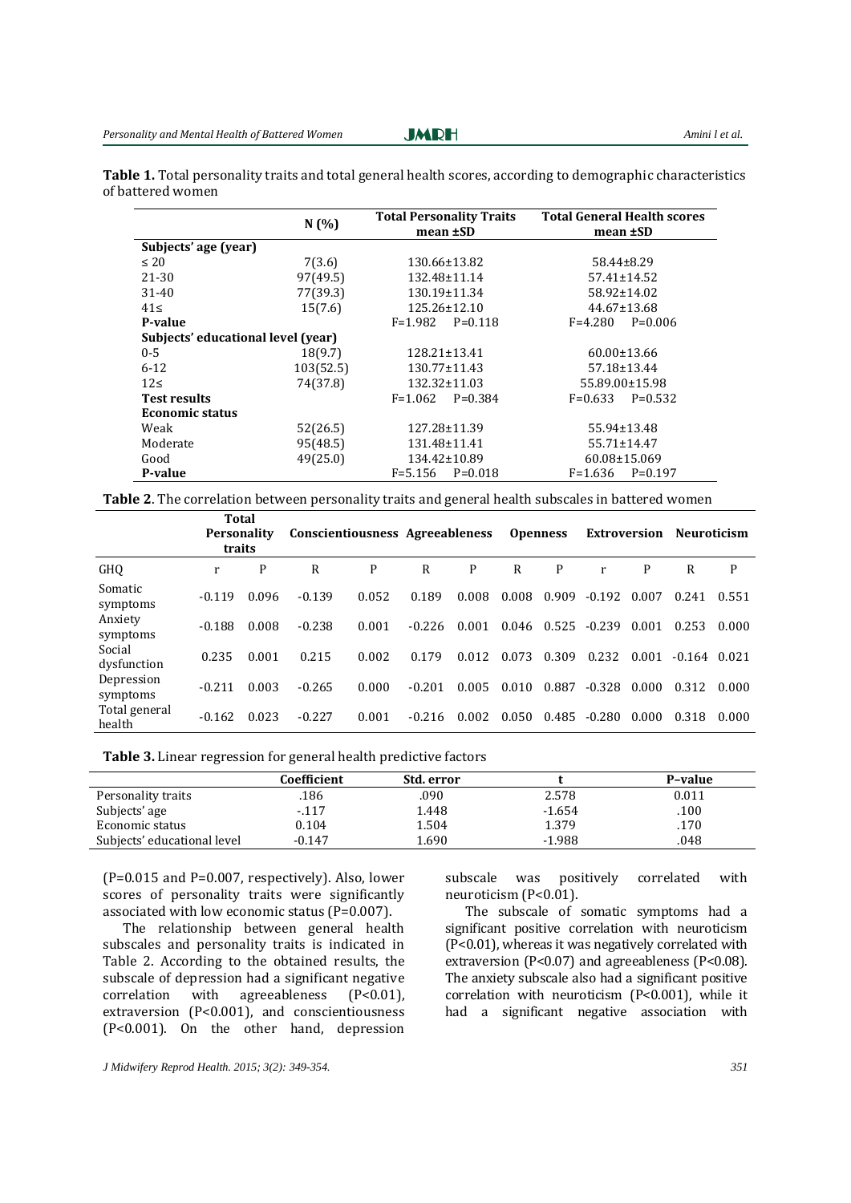**Table 1.** Total personality traits and total general health scores, according to demographic characteristics of battered women

| | N (%) | Total Personality Traits mean ±SD | Total General Health scores mean ±SD |
|---|---|---|---|
| **Subjects' age (year)** | | | |
| ≤ 20 | 7(3.6) | 130.66±13.82 | 58.44±8.29 |
| 21-30 | 97(49.5) | 132.48±11.14 | 57.41±14.52 |
| 31-40 | 77(39.3) | 130.19±11.34 | 58.92±14.02 |
| 41≤ | 15(7.6) | 125.26±12.10 | 44.67±13.68 |
| **P-value** | | F=1.982 P=0.118 | F=4.280 P=0.006 |
| **Subjects' educational level (year)** | | | |
| 0-5 | 18(9.7) | 128.21±13.41 | 60.00±13.66 |
| 6-12 | 103(52.5) | 130.77±11.43 | 57.18±13.44 |
| 12≤ | 74(37.8) | 132.32±11.03 | 55.89.00±15.98 |
| **Test results** | | F=1.062 P=0.384 | F=0.633 P=0.532 |
| **Economic status** | | | |
| Weak | 52(26.5) | 127.28±11.39 | 55.94±13.48 |
| Moderate | 95(48.5) | 131.48±11.41 | 55.71±14.47 |
| Good | 49(25.0) | 134.42±10.89 | 60.08±15.069 |
| **P-value** | | F=5.156 P=0.018 | F=1.636 P=0.197 |

**Table 2**. The correlation between personality traits and general health subscales in battered women

| | Total Personality traits | | Conscientiousness | | Agreeableness | | Openness | | Extroversion | | Neuroticism | |
|---|---|---|---|---|---|---|---|---|---|---|---|---|
| GHQ | r | P | R | P | R | P | R | P | r | P | R | P |
| Somatic symptoms | -0.119 | 0.096 | -0.139 | 0.052 | 0.189 | 0.008 | 0.008 | 0.909 | -0.192 | 0.007 | 0.241 | 0.551 |
| Anxiety symptoms | -0.188 | 0.008 | -0.238 | 0.001 | -0.226 | 0.001 | 0.046 | 0.525 | -0.239 | 0.001 | 0.253 | 0.000 |
| Social dysfunction | 0.235 | 0.001 | 0.215 | 0.002 | 0.179 | 0.012 | 0.073 | 0.309 | 0.232 | 0.001 | -0.164 | 0.021 |
| Depression symptoms | -0.211 | 0.003 | -0.265 | 0.000 | -0.201 | 0.005 | 0.010 | 0.887 | -0.328 | 0.000 | 0.312 | 0.000 |
| Total general health | -0.162 | 0.023 | -0.227 | 0.001 | -0.216 | 0.002 | 0.050 | 0.485 | -0.280 | 0.000 | 0.318 | 0.000 |

**Table 3.** Linear regression for general health predictive factors

| | Coefficient | Std. error | t | P–value |
|---|---|---|---|---|
| Personality traits | .186 | .090 | 2.578 | 0.011 |
| Subjects' age | -.117 | 1.448 | -1.654 | .100 |
| Economic status | 0.104 | 1.504 | 1.379 | .170 |
| Subjects' educational level | -0.147 | 1.690 | -1.988 | .048 |

(P=0.015 and P=0.007, respectively). Also, lower scores of personality traits were significantly associated with low economic status (P=0.007).

The relationship between general health subscales and personality traits is indicated in Table 2. According to the obtained results, the subscale of depression had a significant negative correlation with agreeableness (P<0.01), extraversion (P<0.001), and conscientiousness (P<0.001). On the other hand, depression subscale was positively correlated with neuroticism (P<0.01).

The subscale of somatic symptoms had a significant positive correlation with neuroticism (P<0.01), whereas it was negatively correlated with extraversion (P<0.07) and agreeableness (P<0.08). The anxiety subscale also had a significant positive correlation with neuroticism (P<0.001), while it had a significant negative association with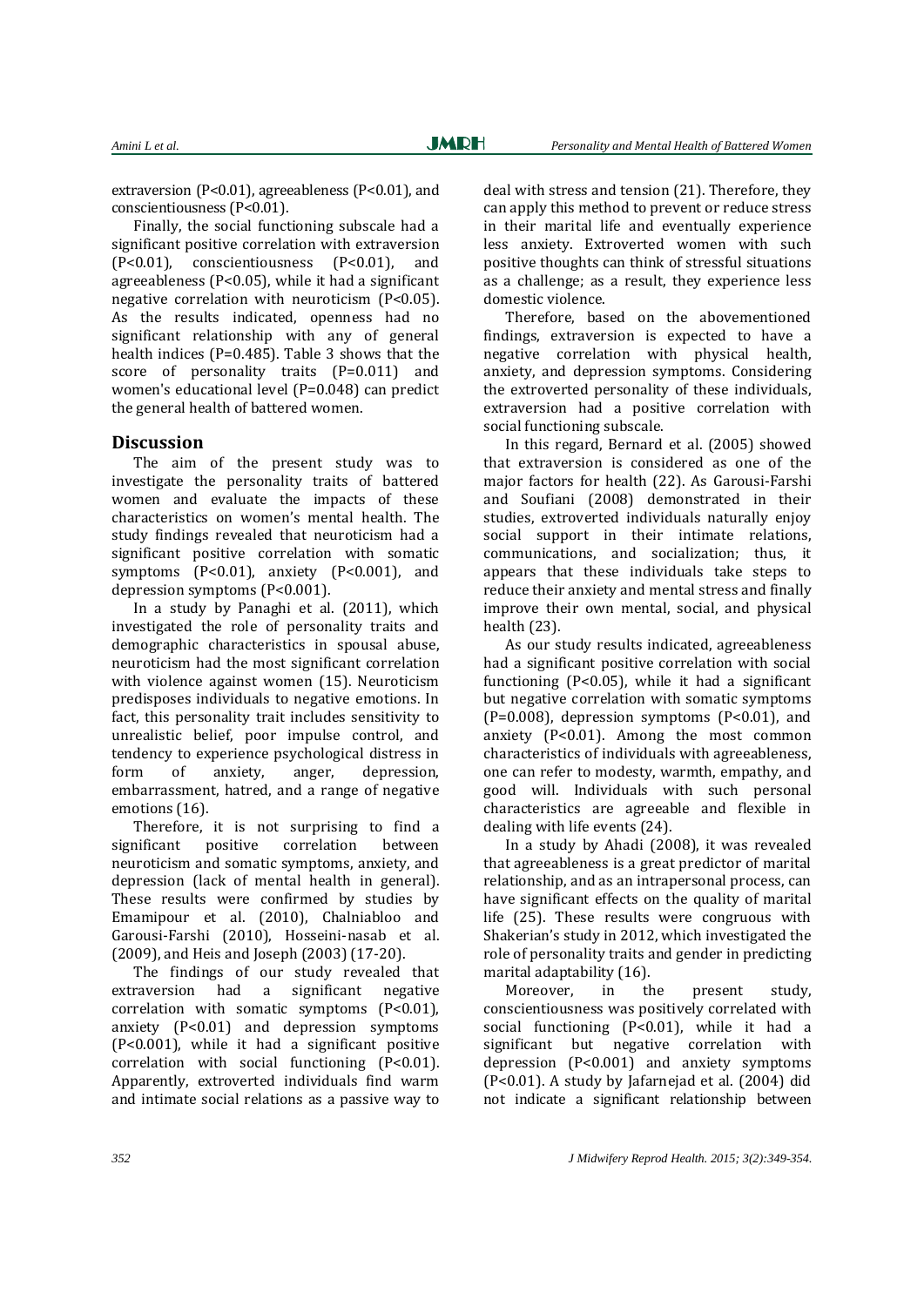extraversion (P<0.01), agreeableness (P<0.01), and conscientiousness (P<0.01).

Finally, the social functioning subscale had a significant positive correlation with extraversion (P<0.01), conscientiousness (P<0.01), and agreeableness (P<0.05), while it had a significant negative correlation with neuroticism (P<0.05). As the results indicated, openness had no significant relationship with any of general health indices (P=0.485). Table 3 shows that the score of personality traits (P=0.011) and women's educational level (P=0.048) can predict the general health of battered women.

## Discussion

The aim of the present study was to investigate the personality traits of battered women and evaluate the impacts of these characteristics on women's mental health. The study findings revealed that neuroticism had a significant positive correlation with somatic symptoms (P<0.01), anxiety (P<0.001), and depression symptoms (P<0.001).

In a study by Panaghi et al. (2011), which investigated the role of personality traits and demographic characteristics in spousal abuse, neuroticism had the most significant correlation with violence against women (15). Neuroticism predisposes individuals to negative emotions. In fact, this personality trait includes sensitivity to unrealistic belief, poor impulse control, and tendency to experience psychological distress in form of anxiety, anger, depression, embarrassment, hatred, and a range of negative emotions (16).

Therefore, it is not surprising to find a significant positive correlation between neuroticism and somatic symptoms, anxiety, and depression (lack of mental health in general). These results were confirmed by studies by Emamipour et al. (2010), Chalniabloo and Garousi-Farshi (2010), Hosseini-nasab et al. (2009), and Heis and Joseph (2003) (17-20).

The findings of our study revealed that extraversion had a significant negative correlation with somatic symptoms (P<0.01), anxiety (P<0.01) and depression symptoms (P<0.001), while it had a significant positive correlation with social functioning (P<0.01). Apparently, extroverted individuals find warm and intimate social relations as a passive way to deal with stress and tension (21). Therefore, they can apply this method to prevent or reduce stress in their marital life and eventually experience less anxiety. Extroverted women with such positive thoughts can think of stressful situations as a challenge; as a result, they experience less domestic violence.

Therefore, based on the abovementioned findings, extraversion is expected to have a negative correlation with physical health, anxiety, and depression symptoms. Considering the extroverted personality of these individuals, extraversion had a positive correlation with social functioning subscale.

In this regard, Bernard et al. (2005) showed that extraversion is considered as one of the major factors for health (22). As Garousi-Farshi and Soufiani (2008) demonstrated in their studies, extroverted individuals naturally enjoy social support in their intimate relations, communications, and socialization; thus, it appears that these individuals take steps to reduce their anxiety and mental stress and finally improve their own mental, social, and physical health (23).

As our study results indicated, agreeableness had a significant positive correlation with social functioning (P<0.05), while it had a significant but negative correlation with somatic symptoms (P=0.008), depression symptoms (P<0.01), and anxiety (P<0.01). Among the most common characteristics of individuals with agreeableness, one can refer to modesty, warmth, empathy, and good will. Individuals with such personal characteristics are agreeable and flexible in dealing with life events (24).

In a study by Ahadi (2008), it was revealed that agreeableness is a great predictor of marital relationship, and as an intrapersonal process, can have significant effects on the quality of marital life (25). These results were congruous with Shakerian's study in 2012, which investigated the role of personality traits and gender in predicting marital adaptability (16).

Moreover, in the present study, conscientiousness was positively correlated with social functioning (P<0.01), while it had a significant but negative correlation with depression (P<0.001) and anxiety symptoms (P<0.01). A study by Jafarnejad et al. (2004) did not indicate a significant relationship between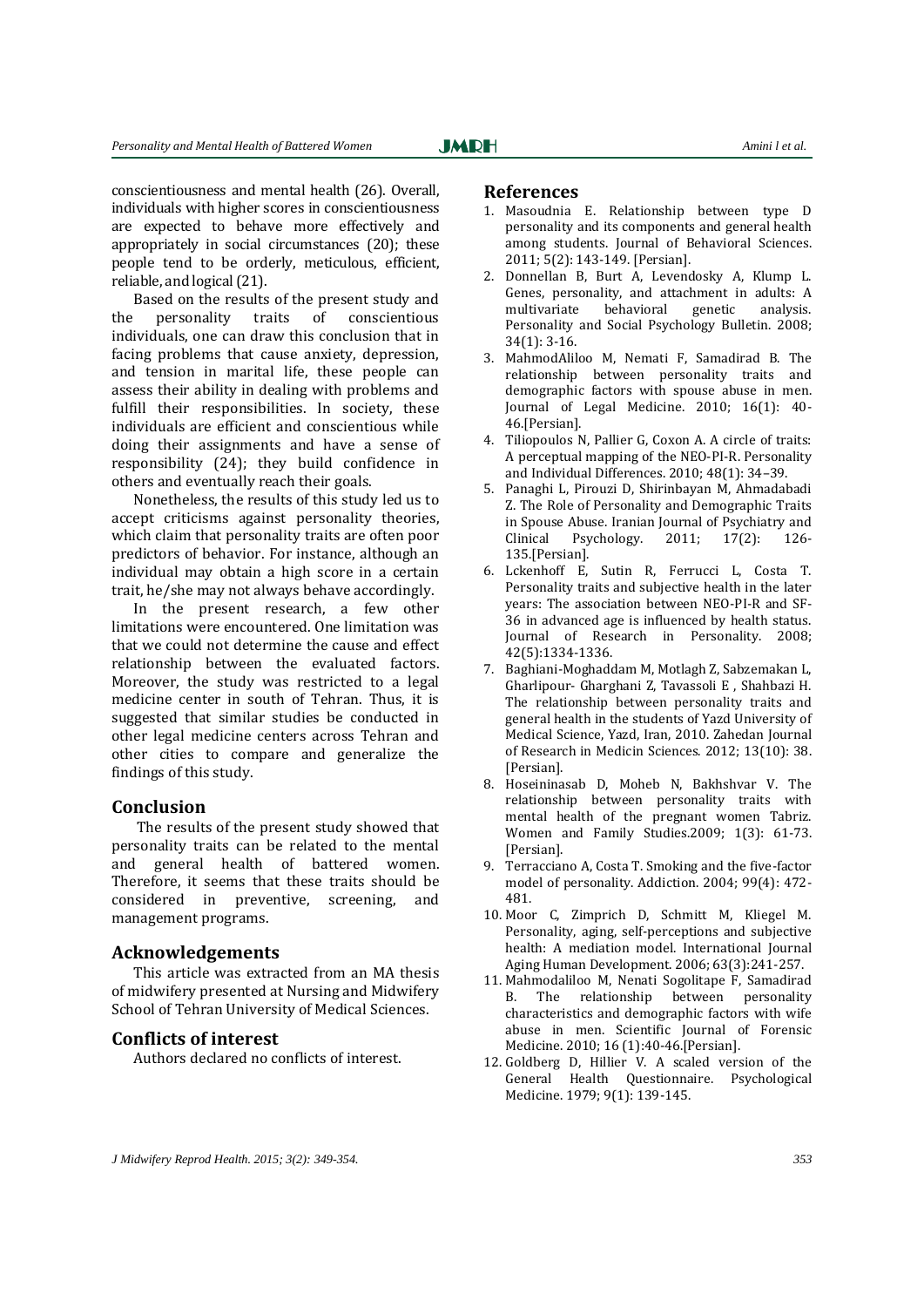conscientiousness and mental health (26). Overall, individuals with higher scores in conscientiousness are expected to behave more effectively and appropriately in social circumstances (20); these people tend to be orderly, meticulous, efficient, reliable, and logical (21).

Based on the results of the present study and the personality traits of conscientious individuals, one can draw this conclusion that in facing problems that cause anxiety, depression, and tension in marital life, these people can assess their ability in dealing with problems and fulfill their responsibilities. In society, these individuals are efficient and conscientious while doing their assignments and have a sense of responsibility (24); they build confidence in others and eventually reach their goals.

Nonetheless, the results of this study led us to accept criticisms against personality theories, which claim that personality traits are often poor predictors of behavior. For instance, although an individual may obtain a high score in a certain trait, he/she may not always behave accordingly.

In the present research, a few other limitations were encountered. One limitation was that we could not determine the cause and effect relationship between the evaluated factors. Moreover, the study was restricted to a legal medicine center in south of Tehran. Thus, it is suggested that similar studies be conducted in other legal medicine centers across Tehran and other cities to compare and generalize the findings of this study.

## Conclusion

The results of the present study showed that personality traits can be related to the mental and general health of battered women. Therefore, it seems that these traits should be considered in preventive, screening, and management programs.

## Acknowledgements

This article was extracted from an MA thesis of midwifery presented at Nursing and Midwifery School of Tehran University of Medical Sciences.

## Conflicts of interest

Authors declared no conflicts of interest.

## References

1. Masoudnia E. Relationship between type D personality and its components and general health among students. Journal of Behavioral Sciences. 2011; 5(2): 143-149. [Persian].
2. Donnellan B, Burt A, Levendosky A, Klump L. Genes, personality, and attachment in adults: A multivariate behavioral genetic analysis. Personality and Social Psychology Bulletin. 2008; 34(1): 3-16.
3. MahmodAliloo M, Nemati F, Samadirad B. The relationship between personality traits and demographic factors with spouse abuse in men. Journal of Legal Medicine. 2010; 16(1): 40-46.[Persian].
4. Tiliopoulos N, Pallier G, Coxon A. A circle of traits: A perceptual mapping of the NEO-PI-R. Personality and Individual Differences. 2010; 48(1): 34–39.
5. Panaghi L, Pirouzi D, Shirinbayan M, Ahmadabadi Z. The Role of Personality and Demographic Traits in Spouse Abuse. Iranian Journal of Psychiatry and Clinical Psychology. 2011; 17(2): 126-135.[Persian].
6. Lckenhoff E, Sutin R, Ferrucci L, Costa T. Personality traits and subjective health in the later years: The association between NEO-PI-R and SF-36 in advanced age is influenced by health status. Journal of Research in Personality. 2008; 42(5):1334-1336.
7. Baghiani-Moghaddam M, Motlagh Z, Sabzemakan L, Gharlipour- Gharghani Z, Tavassoli E , Shahbazi H. The relationship between personality traits and general health in the students of Yazd University of Medical Science, Yazd, Iran, 2010. Zahedan Journal of Research in Medicin Sciences. 2012; 13(10): 38. [Persian].
8. Hoseininasab D, Moheb N, Bakhshvar V. The relationship between personality traits with mental health of the pregnant women Tabriz. Women and Family Studies.2009; 1(3): 61-73. [Persian].
9. Terracciano A, Costa T. Smoking and the five-factor model of personality. Addiction. 2004; 99(4): 472-481.
10. Moor C, Zimprich D, Schmitt M, Kliegel M. Personality, aging, self-perceptions and subjective health: A mediation model. International Journal Aging Human Development. 2006; 63(3):241-257.
11. Mahmodaliloo M, Nenati Sogolitape F, Samadirad B. The relationship between personality characteristics and demographic factors with wife abuse in men. Scientific Journal of Forensic Medicine. 2010; 16 (1):40-46.[Persian].
12. Goldberg D, Hillier V. A scaled version of the General Health Questionnaire. Psychological Medicine. 1979; 9(1): 139-145.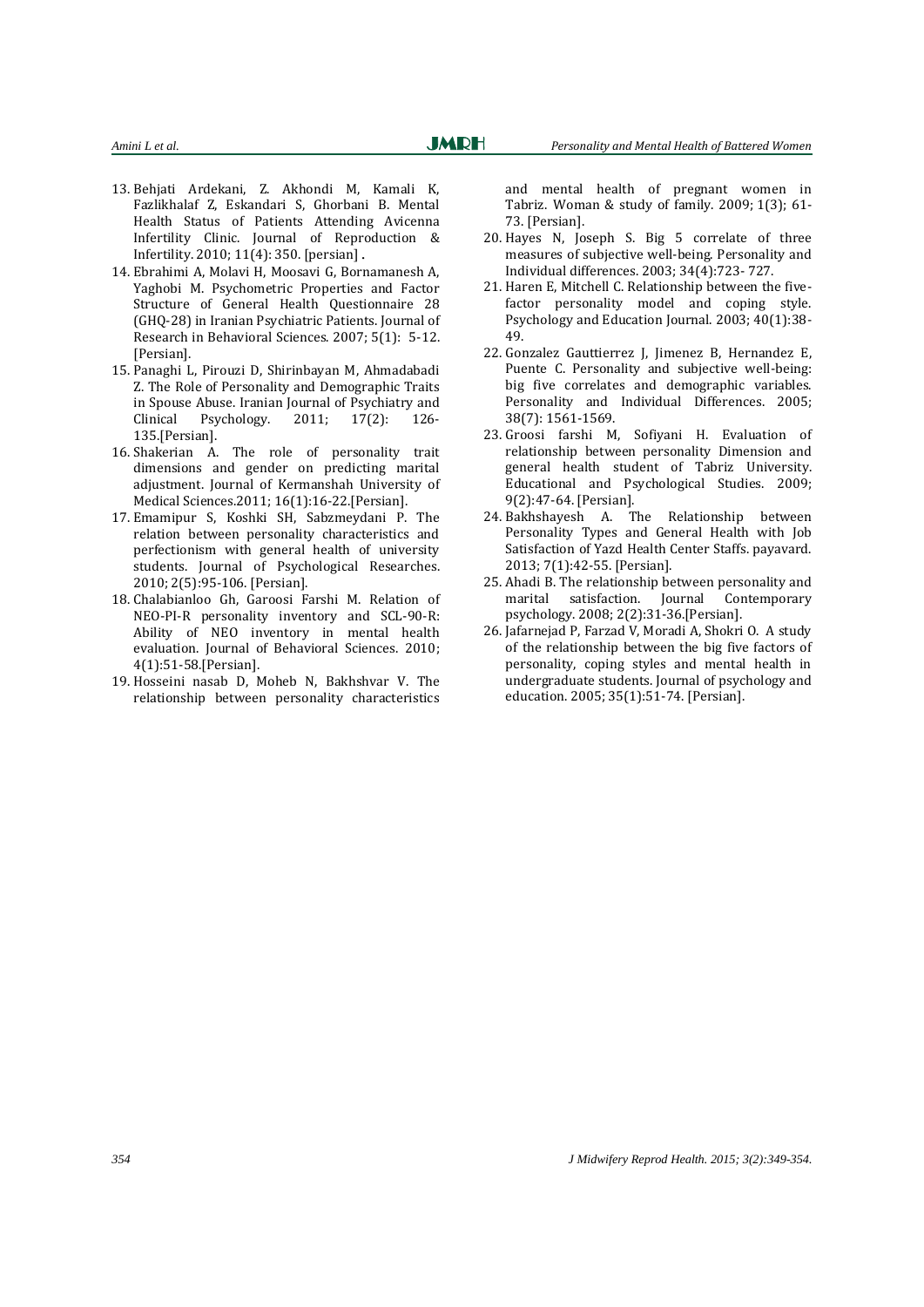13. Behjati Ardekani, Z. Akhondi M, Kamali K, Fazlikhalaf Z, Eskandari S, Ghorbani B. Mental Health Status of Patients Attending Avicenna Infertility Clinic. Journal of Reproduction & Infertility. 2010; 11(4): 350. [persian] .
14. Ebrahimi A, Molavi H, Moosavi G, Bornamanesh A, Yaghobi M. Psychometric Properties and Factor Structure of General Health Questionnaire 28 (GHQ-28) in Iranian Psychiatric Patients. Journal of Research in Behavioral Sciences. 2007; 5(1): 5-12. [Persian].
15. Panaghi L, Pirouzi D, Shirinbayan M, Ahmadabadi Z. The Role of Personality and Demographic Traits in Spouse Abuse. Iranian Journal of Psychiatry and Clinical Psychology. 2011; 17(2): 126-135.[Persian].
16. Shakerian A. The role of personality trait dimensions and gender on predicting marital adjustment. Journal of Kermanshah University of Medical Sciences.2011; 16(1):16-22.[Persian].
17. Emamipur S, Koshki SH, Sabzmeydani P. The relation between personality characteristics and perfectionism with general health of university students. Journal of Psychological Researches. 2010; 2(5):95-106. [Persian].
18. Chalabianloo Gh, Garoosi Farshi M. Relation of NEO-PI-R personality inventory and SCL-90-R: Ability of NEO inventory in mental health evaluation. Journal of Behavioral Sciences. 2010; 4(1):51-58.[Persian].
19. Hosseini nasab D, Moheb N, Bakhshvar V. The relationship between personality characteristics and mental health of pregnant women in Tabriz. Woman & study of family. 2009; 1(3); 61-73. [Persian].
20. Hayes N, Joseph S. Big 5 correlate of three measures of subjective well-being. Personality and Individual differences. 2003; 34(4):723- 727.
21. Haren E, Mitchell C. Relationship between the five-factor personality model and coping style. Psychology and Education Journal. 2003; 40(1):38-49.
22. Gonzalez Gauttierrez J, Jimenez B, Hernandez E, Puente C. Personality and subjective well-being: big five correlates and demographic variables. Personality and Individual Differences. 2005; 38(7): 1561-1569.
23. Groosi farshi M, Sofiyani H. Evaluation of relationship between personality Dimension and general health student of Tabriz University. Educational and Psychological Studies. 2009; 9(2):47-64. [Persian].
24. Bakhshayesh A. The Relationship between Personality Types and General Health with Job Satisfaction of Yazd Health Center Staffs. payavard. 2013; 7(1):42-55. [Persian].
25. Ahadi B. The relationship between personality and marital satisfaction. Journal Contemporary psychology. 2008; 2(2):31-36.[Persian].
26. Jafarnejad P, Farzad V, Moradi A, Shokri O. A study of the relationship between the big five factors of personality, coping styles and mental health in undergraduate students. Journal of psychology and education. 2005; 35(1):51-74. [Persian].